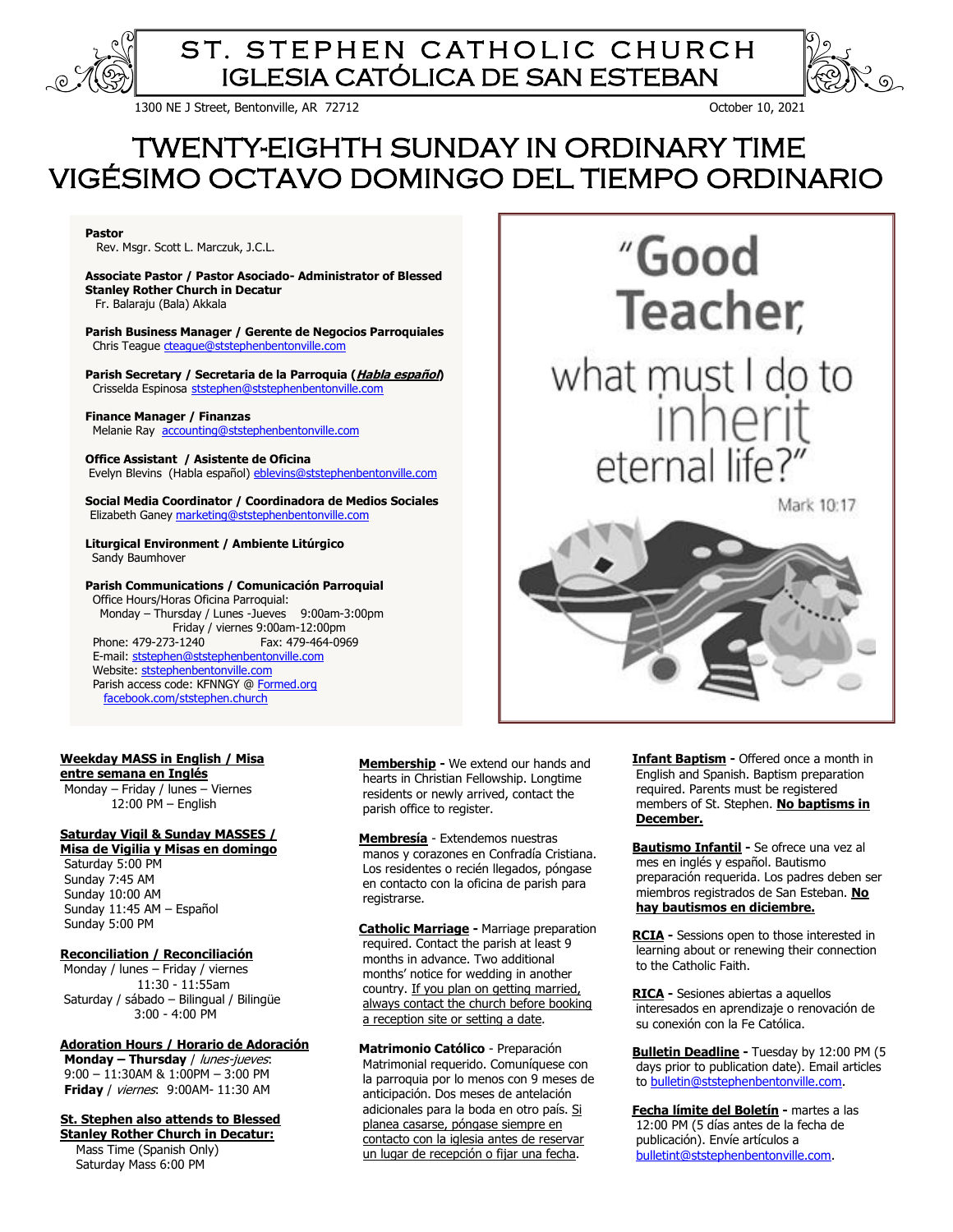# ST. STEPHEN CATHOLIC CHURCH
# IGLESIA CATÓLICA DE SAN ESTEBAN

1300 NE J Street, Bentonville, AR 72712

October 10, 2021

# TWENTY-EIGHTH SUNDAY IN ORDINARY TIME
# VIGÉSIMO OCTAVO DOMINGO DEL TIEMPO ORDINARIO

**Pastor**
Rev. Msgr. Scott L. Marczuk, J.C.L.

**Associate Pastor / Pastor Asociado- Administrator of Blessed Stanley Rother Church in Decatur**
Fr. Balaraju (Bala) Akkala

**Parish Business Manager / Gerente de Negocios Parroquiales**
Chris Teague cteague@ststephenbentonville.com

**Parish Secretary / Secretaria de la Parroquia (*Habla español*)**
Crisselda Espinosa ststephen@ststephenbentonville.com

**Finance Manager / Finanzas**
Melanie Ray accounting@ststephenbentonville.com

**Office Assistant / Asistente de Oficina**
Evelyn Blevins (Habla español) eblevins@ststephenbentonville.com

**Social Media Coordinator / Coordinadora de Medios Sociales**
Elizabeth Ganey marketing@ststephenbentonville.com

**Liturgical Environment / Ambiente Litúrgico**
Sandy Baumhover

**Parish Communications / Comunicación Parroquial**
Office Hours/Horas Oficina Parroquial:
Monday – Thursday / Lunes -Jueves 9:00am-3:00pm
Friday / viernes 9:00am-12:00pm
Phone: 479-273-1240 Fax: 479-464-0969
E-mail: ststephen@ststephenbentonville.com
Website: ststephenbentonville.com
Parish access code: KFNNGY @ Formed.org
facebook.com/ststephen.church

"Good Teacher, what must I do to inherit eternal life?"
Mark 10:17

**Weekday MASS in English / Misa entre semana en Inglés**
Monday – Friday / lunes – Viernes
12:00 PM – English

**Saturday Vigil & Sunday MASSES / Misa de Vigilia y Misas en domingo**
Saturday 5:00 PM
Sunday 7:45 AM
Sunday 10:00 AM
Sunday 11:45 AM – Español
Sunday 5:00 PM

**Reconciliation / Reconciliación**
Monday / lunes – Friday / viernes
11:30 - 11:55am
Saturday / sábado – Bilingual / Bilingüe
3:00 - 4:00 PM

**Adoration Hours / Horario de Adoración**
**Monday – Thursday** / *lunes-jueves*:
9:00 – 11:30AM & 1:00PM – 3:00 PM
**Friday** / *viernes*: 9:00AM- 11:30 AM

**St. Stephen also attends to Blessed Stanley Rother Church in Decatur:**
Mass Time (Spanish Only)
Saturday Mass 6:00 PM

**Membership** - We extend our hands and hearts in Christian Fellowship. Longtime residents or newly arrived, contact the parish office to register.

**Membresía** - Extendemos nuestras manos y corazones en Confradía Cristiana. Los residentes o recién llegados, póngase en contacto con la oficina de parish para registrarse.

**Catholic Marriage** - Marriage preparation required. Contact the parish at least 9 months in advance. Two additional months' notice for wedding in another country. If you plan on getting married, always contact the church before booking a reception site or setting a date.

**Matrimonio Católico** - Preparación Matrimonial requerido. Comuníquese con la parroquia por lo menos con 9 meses de anticipación. Dos meses de antelación adicionales para la boda en otro país. Si planea casarse, póngase siempre en contacto con la iglesia antes de reservar un lugar de recepción o fijar una fecha.

**Infant Baptism** - Offered once a month in English and Spanish. Baptism preparation required. Parents must be registered members of St. Stephen. **No baptisms in December.**

**Bautismo Infantil** - Se ofrece una vez al mes en inglés y español. Bautismo preparación requerida. Los padres deben ser miembros registrados de San Esteban. **No hay bautismos en diciembre.**

**RCIA** - Sessions open to those interested in learning about or renewing their connection to the Catholic Faith.

**RICA** - Sesiones abiertas a aquellos interesados en aprendizaje o renovación de su conexión con la Fe Católica.

**Bulletin Deadline** - Tuesday by 12:00 PM (5 days prior to publication date). Email articles to bulletin@ststephenbentonville.com.

**Fecha límite del Boletín** - martes a las 12:00 PM (5 días antes de la fecha de publicación). Envíe artículos a bulletint@ststephenbentonville.com.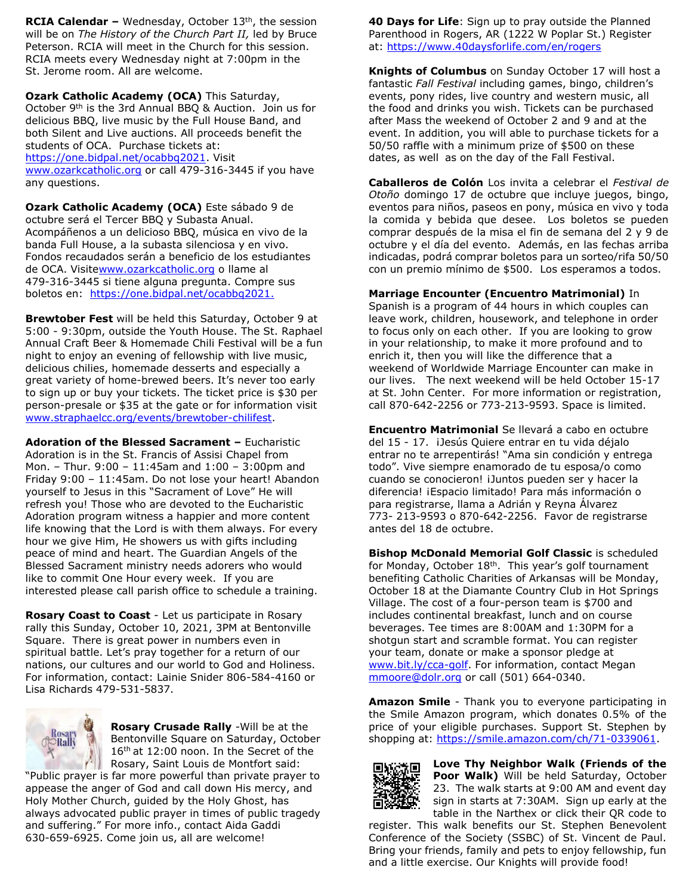**RCIA Calendar –** Wednesday, October 13th, the session will be on *The History of the Church Part II,* led by Bruce Peterson. RCIA will meet in the Church for this session. RCIA meets every Wednesday night at 7:00pm in the St. Jerome room. All are welcome.

**Ozark Catholic Academy (OCA)** This Saturday, October 9th is the 3rd Annual BBQ & Auction. Join us for delicious BBQ, live music by the Full House Band, and both Silent and Live auctions. All proceeds benefit the students of OCA. Purchase tickets at: https://one.bidpal.net/ocabbq2021. Visit www.ozarkcatholic.org or call 479-316-3445 if you have any questions.

**Ozark Catholic Academy (OCA)** Este sábado 9 de octubre será el Tercer BBQ y Subasta Anual. Acompáñenos a un delicioso BBQ, música en vivo de la banda Full House, a la subasta silenciosa y en vivo. Fondos recaudados serán a beneficio de los estudiantes de OCA. Visitewww.ozarkcatholic.org o llame al 479-316-3445 si tiene alguna pregunta. Compre sus boletos en: https://one.bidpal.net/ocabbq2021.

**Brewtober Fest** will be held this Saturday, October 9 at 5:00 - 9:30pm, outside the Youth House. The St. Raphael Annual Craft Beer & Homemade Chili Festival will be a fun night to enjoy an evening of fellowship with live music, delicious chilies, homemade desserts and especially a great variety of home-brewed beers. It's never too early to sign up or buy your tickets. The ticket price is $30 per person-presale or $35 at the gate or for information visit www.straphaelcc.org/events/brewtober-chilifest.

**Adoration of the Blessed Sacrament –** Eucharistic Adoration is in the St. Francis of Assisi Chapel from Mon. – Thur. 9:00 – 11:45am and 1:00 – 3:00pm and Friday 9:00 – 11:45am. Do not lose your heart! Abandon yourself to Jesus in this "Sacrament of Love" He will refresh you! Those who are devoted to the Eucharistic Adoration program witness a happier and more content life knowing that the Lord is with them always. For every hour we give Him, He showers us with gifts including peace of mind and heart. The Guardian Angels of the Blessed Sacrament ministry needs adorers who would like to commit One Hour every week. If you are interested please call parish office to schedule a training.

**Rosary Coast to Coast** - Let us participate in Rosary rally this Sunday, October 10, 2021, 3PM at Bentonville Square. There is great power in numbers even in spiritual battle. Let's pray together for a return of our nations, our cultures and our world to God and Holiness. For information, contact: Lainie Snider 806-584-4160 or Lisa Richards 479-531-5837.

**Rosary Crusade Rally** -Will be at the Bentonville Square on Saturday, October 16th at 12:00 noon. In the Secret of the Rosary, Saint Louis de Montfort said: "Public prayer is far more powerful than private prayer to appease the anger of God and call down His mercy, and Holy Mother Church, guided by the Holy Ghost, has always advocated public prayer in times of public tragedy and suffering." For more info., contact Aida Gaddi 630-659-6925. Come join us, all are welcome!

**40 Days for Life**: Sign up to pray outside the Planned Parenthood in Rogers, AR (1222 W Poplar St.) Register at: https://www.40daysforlife.com/en/rogers

**Knights of Columbus** on Sunday October 17 will host a fantastic *Fall Festival* including games, bingo, children's events, pony rides, live country and western music, all the food and drinks you wish. Tickets can be purchased after Mass the weekend of October 2 and 9 and at the event. In addition, you will able to purchase tickets for a 50/50 raffle with a minimum prize of $500 on these dates, as well as on the day of the Fall Festival.

**Caballeros de Colón** Los invita a celebrar el *Festival de Otoño* domingo 17 de octubre que incluye juegos, bingo, eventos para niños, paseos en pony, música en vivo y toda la comida y bebida que desee. Los boletos se pueden comprar después de la misa el fin de semana del 2 y 9 de octubre y el día del evento. Además, en las fechas arriba indicadas, podrá comprar boletos para un sorteo/rifa 50/50 con un premio mínimo de $500. Los esperamos a todos.

**Marriage Encounter (Encuentro Matrimonial)** In Spanish is a program of 44 hours in which couples can leave work, children, housework, and telephone in order to focus only on each other. If you are looking to grow in your relationship, to make it more profound and to enrich it, then you will like the difference that a weekend of Worldwide Marriage Encounter can make in our lives. The next weekend will be held October 15-17 at St. John Center. For more information or registration, call 870-642-2256 or 773-213-9593. Space is limited.

**Encuentro Matrimonial** Se llevará a cabo en octubre del 15 - 17. ¡Jesús Quiere entrar en tu vida déjalo entrar no te arrepentirás! "Ama sin condición y entrega todo". Vive siempre enamorado de tu esposa/o como cuando se conocieron! ¡Juntos pueden ser y hacer la diferencia! ¡Espacio limitado! Para más información o para registrarse, llama a Adrián y Reyna Álvarez 773- 213-9593 o 870-642-2256. Favor de registrarse antes del 18 de octubre.

**Bishop McDonald Memorial Golf Classic** is scheduled for Monday, October 18th. This year's golf tournament benefiting Catholic Charities of Arkansas will be Monday, October 18 at the Diamante Country Club in Hot Springs Village. The cost of a four-person team is $700 and includes continental breakfast, lunch and on course beverages. Tee times are 8:00AM and 1:30PM for a shotgun start and scramble format. You can register your team, donate or make a sponsor pledge at www.bit.ly/cca-golf. For information, contact Megan mmoore@dolr.org or call (501) 664-0340.

**Amazon Smile** - Thank you to everyone participating in the Smile Amazon program, which donates 0.5% of the price of your eligible purchases. Support St. Stephen by shopping at: https://smile.amazon.com/ch/71-0339061.

**Love Thy Neighbor Walk (Friends of the Poor Walk)** Will be held Saturday, October 23. The walk starts at 9:00 AM and event day sign in starts at 7:30AM. Sign up early at the table in the Narthex or click their QR code to register. This walk benefits our St. Stephen Benevolent Conference of the Society (SSBC) of St. Vincent de Paul. Bring your friends, family and pets to enjoy fellowship, fun and a little exercise. Our Knights will provide food!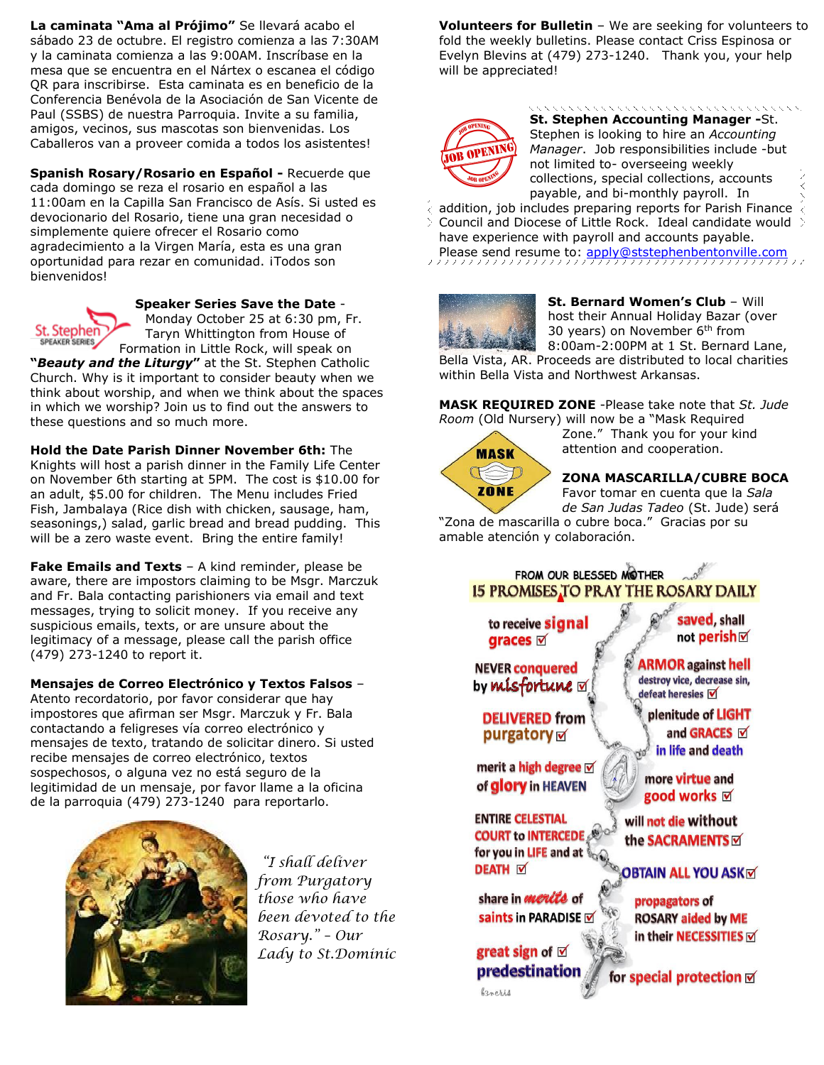**La caminata "Ama al Prójimo"** Se llevará acabo el sábado 23 de octubre. El registro comienza a las 7:30AM y la caminata comienza a las 9:00AM. Inscríbase en la mesa que se encuentra en el Nártex o escanea el código QR para inscribirse. Esta caminata es en beneficio de la Conferencia Benévola de la Asociación de San Vicente de Paul (SSBS) de nuestra Parroquia. Invite a su familia, amigos, vecinos, sus mascotas son bienvenidas. Los Caballeros van a proveer comida a todos los asistentes!

**Spanish Rosary/Rosario en Español -** Recuerde que cada domingo se reza el rosario en español a las 11:00am en la Capilla San Francisco de Asís. Si usted es devocionario del Rosario, tiene una gran necesidad o simplemente quiere ofrecer el Rosario como agradecimiento a la Virgen María, esta es una gran oportunidad para rezar en comunidad. ¡Todos son bienvenidos!

**Speaker Series Save the Date** - Monday October 25 at 6:30 pm, Fr. Taryn Whittington from House of Formation in Little Rock, will speak on ***"Beauty and the Liturgy"*** at the St. Stephen Catholic Church. Why is it important to consider beauty when we think about worship, and when we think about the spaces in which we worship? Join us to find out the answers to these questions and so much more.

**Hold the Date Parish Dinner November 6th:** The Knights will host a parish dinner in the Family Life Center on November 6th starting at 5PM. The cost is $10.00 for an adult, $5.00 for children. The Menu includes Fried Fish, Jambalaya (Rice dish with chicken, sausage, ham, seasonings,) salad, garlic bread and bread pudding. This will be a zero waste event. Bring the entire family!

**Fake Emails and Texts** – A kind reminder, please be aware, there are impostors claiming to be Msgr. Marczuk and Fr. Bala contacting parishioners via email and text messages, trying to solicit money. If you receive any suspicious emails, texts, or are unsure about the legitimacy of a message, please call the parish office (479) 273-1240 to report it.

**Mensajes de Correo Electrónico y Textos Falsos** – Atento recordatorio, por favor considerar que hay impostores que afirman ser Msgr. Marczuk y Fr. Bala contactando a feligreses vía correo electrónico y mensajes de texto, tratando de solicitar dinero. Si usted recibe mensajes de correo electrónico, textos sospechosos, o alguna vez no está seguro de la legitimidad de un mensaje, por favor llame a la oficina de la parroquia (479) 273-1240 para reportarlo.

*"I shall deliver from Purgatory those who have been devoted to the Rosary." - Our Lady to St.Dominic*

**Volunteers for Bulletin** – We are seeking for volunteers to fold the weekly bulletins. Please contact Criss Espinosa or Evelyn Blevins at (479) 273-1240. Thank you, your help will be appreciated!

**St. Stephen Accounting Manager -** St. Stephen is looking to hire an *Accounting Manager*. Job responsibilities include -but not limited to- overseeing weekly collections, special collections, accounts payable, and bi-monthly payroll. In addition, job includes preparing reports for Parish Finance Council and Diocese of Little Rock. Ideal candidate would have experience with payroll and accounts payable. Please send resume to: apply@ststephenbentonville.com

**St. Bernard Women's Club** – Will host their Annual Holiday Bazar (over 30 years) on November 6th from 8:00am-2:00PM at 1 St. Bernard Lane, Bella Vista, AR. Proceeds are distributed to local charities within Bella Vista and Northwest Arkansas.

**MASK REQUIRED ZONE** -Please take note that *St. Jude Room* (Old Nursery) will now be a "Mask Required Zone." Thank you for your kind attention and cooperation.

**ZONA MASCARILLA/CUBRE BOCA** Favor tomar en cuenta que la *Sala de San Judas Tadeo* (St. Jude) será "Zona de mascarilla o cubre boca." Gracias por su amable atención y colaboración.

FROM OUR BLESSED MOTHER
**15 PROMISES TO PRAY THE ROSARY DAILY**

- to receive signal graces
- NEVER conquered by misfortune
- DELIVERED from purgatory
- merit a high degree of glory in HEAVEN
- ENTIRE CELESTIAL COURT to INTERCEDE for you in LIFE and at DEATH
- share in merits of saints in PARADISE
- great sign of predestination
- saved, shall not perish
- ARMOR against hell destroy vice, decrease sin, defeat heresies
- plenitude of LIGHT and GRACES in life and death
- more virtue and good works
- will not die without the SACRAMENTS
- OBTAIN ALL YOU ASK
- propagators of ROSARY aided by ME in their NECESSITIES
- for special protection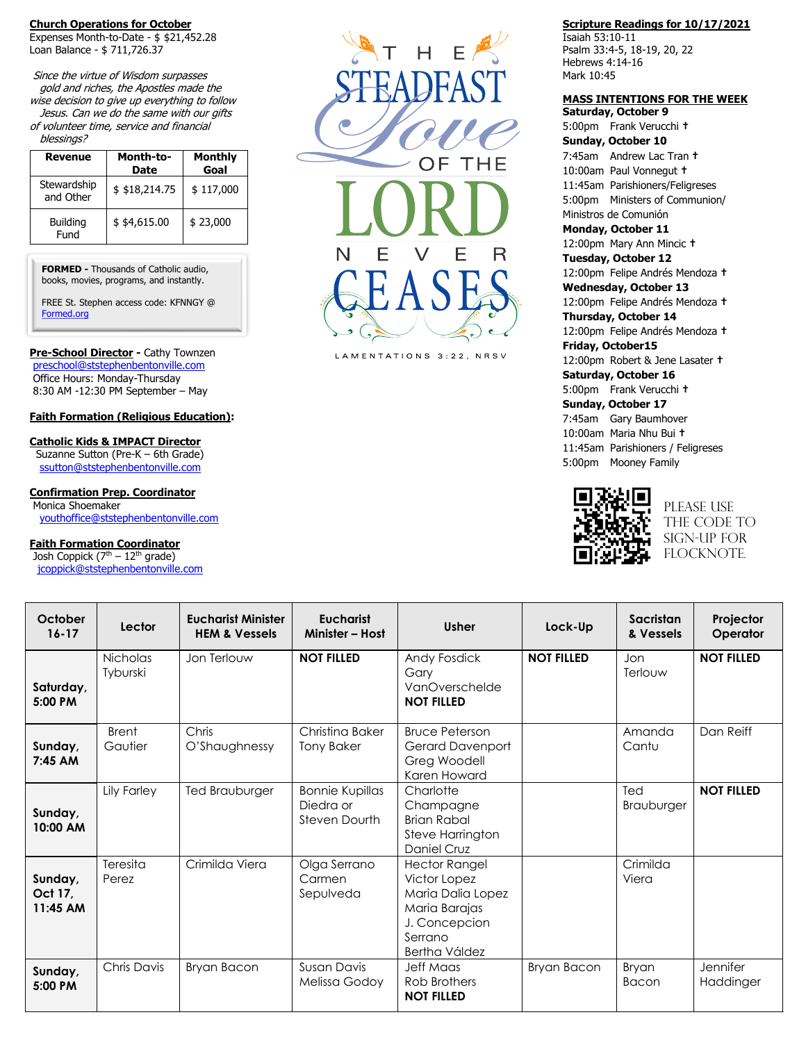**Church Operations for October**

Expenses Month-to-Date - $ $21,452.28
Loan Balance - $ 711,726.37

*Since the virtue of Wisdom surpasses gold and riches, the Apostles made the wise decision to give up everything to follow Jesus. Can we do the same with our gifts of volunteer time, service and financial blessings?*

| Revenue | Month-to-Date | Monthly Goal |
|---|---|---|
| Stewardship and Other | $ $18,214.75 | $ 117,000 |
| Building Fund | $ $4,615.00 | $ 23,000 |

**FORMED -** Thousands of Catholic audio, books, movies, programs, and instantly.

FREE St. Stephen access code: KFNNGY @ Formed.org

**Pre-School Director -** Cathy Townzen
preschool@ststephenbentonville.com
Office Hours: Monday-Thursday
8:30 AM -12:30 PM September – May

**Faith Formation (Religious Education):**

**Catholic Kids & IMPACT Director**
Suzanne Sutton (Pre-K – 6th Grade)
ssutton@ststephenbentonville.com

**Confirmation Prep. Coordinator**
Monica Shoemaker
youthoffice@ststephenbentonville.com

**Faith Formation Coordinator**
Josh Coppick (7th – 12th grade)
jcoppick@ststephenbentonville.com

THE STEADFAST Love OF THE LORD NEVER CEASES

LAMENTATIONS 3:22, NRSV

**Scripture Readings for 10/17/2021**

Isaiah 53:10-11
Psalm 33:4-5, 18-19, 20, 22
Hebrews 4:14-16
Mark 10:45

**MASS INTENTIONS FOR THE WEEK**

**Saturday, October 9**
5:00pm Frank Verucchi ✝
**Sunday, October 10**
7:45am Andrew Lac Tran ✝
10:00am Paul Vonnegut ✝
11:45am Parishioners/Feligreses
5:00pm Ministers of Communion/ Ministros de Comunión
**Monday, October 11**
12:00pm Mary Ann Mincic ✝
**Tuesday, October 12**
12:00pm Felipe Andrés Mendoza ✝
**Wednesday, October 13**
12:00pm Felipe Andrés Mendoza ✝
**Thursday, October 14**
12:00pm Felipe Andrés Mendoza ✝
**Friday, October15**
12:00pm Robert & Jene Lasater ✝
**Saturday, October 16**
5:00pm Frank Verucchi ✝
**Sunday, October 17**
7:45am Gary Baumhover
10:00am Maria Nhu Bui ✝
11:45am Parishioners / Feligreses
5:00pm Mooney Family

PLEASE USE THE CODE TO SIGN-UP FOR FLOCKNOTE.

| October 16-17 | Lector | Eucharist Minister HEM & Vessels | Eucharist Minister – Host | Usher | Lock-Up | Sacristan & Vessels | Projector Operator |
|---|---|---|---|---|---|---|---|
| **Saturday, 5:00 PM** | Nicholas Tyburski | Jon Terlouw | **NOT FILLED** | Andy Fosdick<br>Gary VanOverschelde<br>**NOT FILLED** | **NOT FILLED** | Jon Terlouw | **NOT FILLED** |
| **Sunday, 7:45 AM** | Brent Gautier | Chris O'Shaughnessy | Christina Baker<br>Tony Baker | Bruce Peterson<br>Gerard Davenport<br>Greg Woodell<br>Karen Howard | | Amanda Cantu | Dan Reiff |
| **Sunday, 10:00 AM** | Lily Farley | Ted Brauburger | Bonnie Kupillas<br>Diedra or Steven Dourth | Charlotte Champagne<br>Brian Rabal<br>Steve Harrington<br>Daniel Cruz | | Ted Brauburger | **NOT FILLED** |
| **Sunday, Oct 17, 11:45 AM** | Teresita Perez | Crimilda Viera | Olga Serrano<br>Carmen Sepulveda | Hector Rangel<br>Victor Lopez<br>Maria Dalia Lopez<br>Maria Barajas<br>J. Concepcion Serrano<br>Bertha Váldez | | Crimilda Viera | |
| **Sunday, 5:00 PM** | Chris Davis | Bryan Bacon | Susan Davis<br>Melissa Godoy | Jeff Maas<br>Rob Brothers<br>**NOT FILLED** | Bryan Bacon | Bryan Bacon | Jennifer Haddinger |